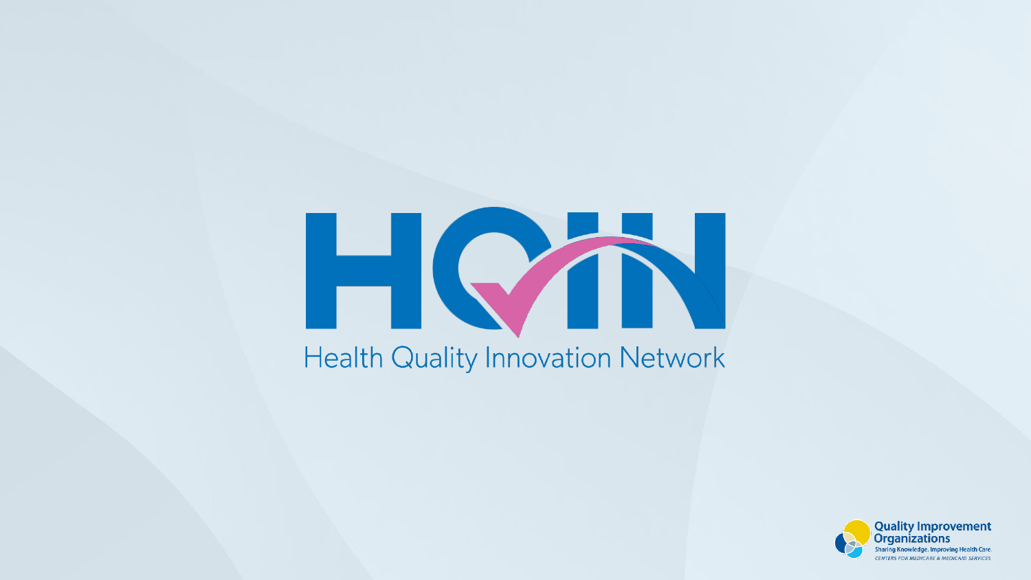# HQIN

Health Quality Innovation Network

Quality Improvement Organizations
Sharing Knowledge. Improving Health Care.
CENTERS FOR MEDICARE & MEDICAID SERVICES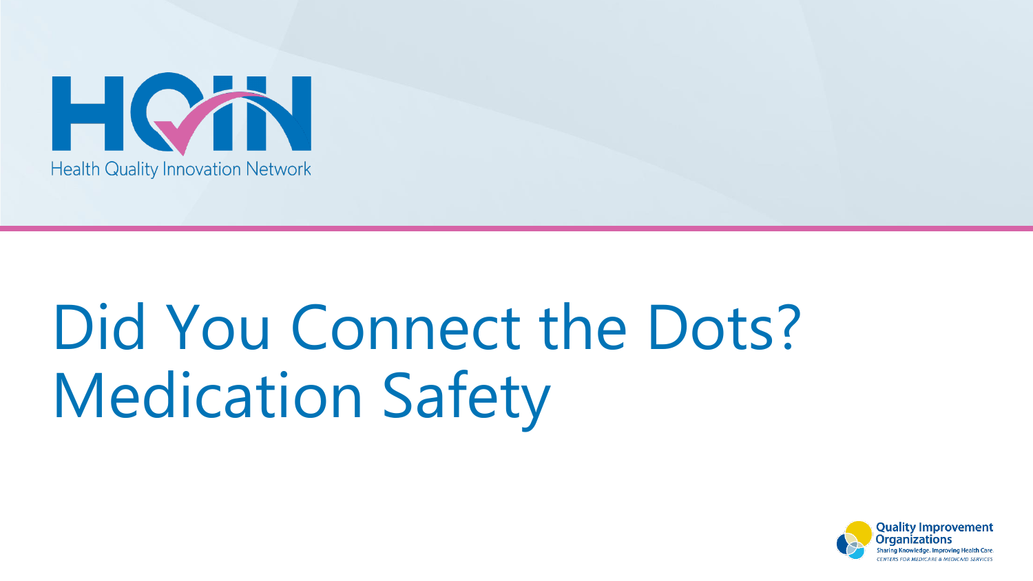Health Quality Innovation Network

# Did You Connect the Dots? Medication Safety

Quality Improvement Organizations
Sharing Knowledge. Improving Health Care.
CENTERS FOR MEDICARE & MEDICAID SERVICES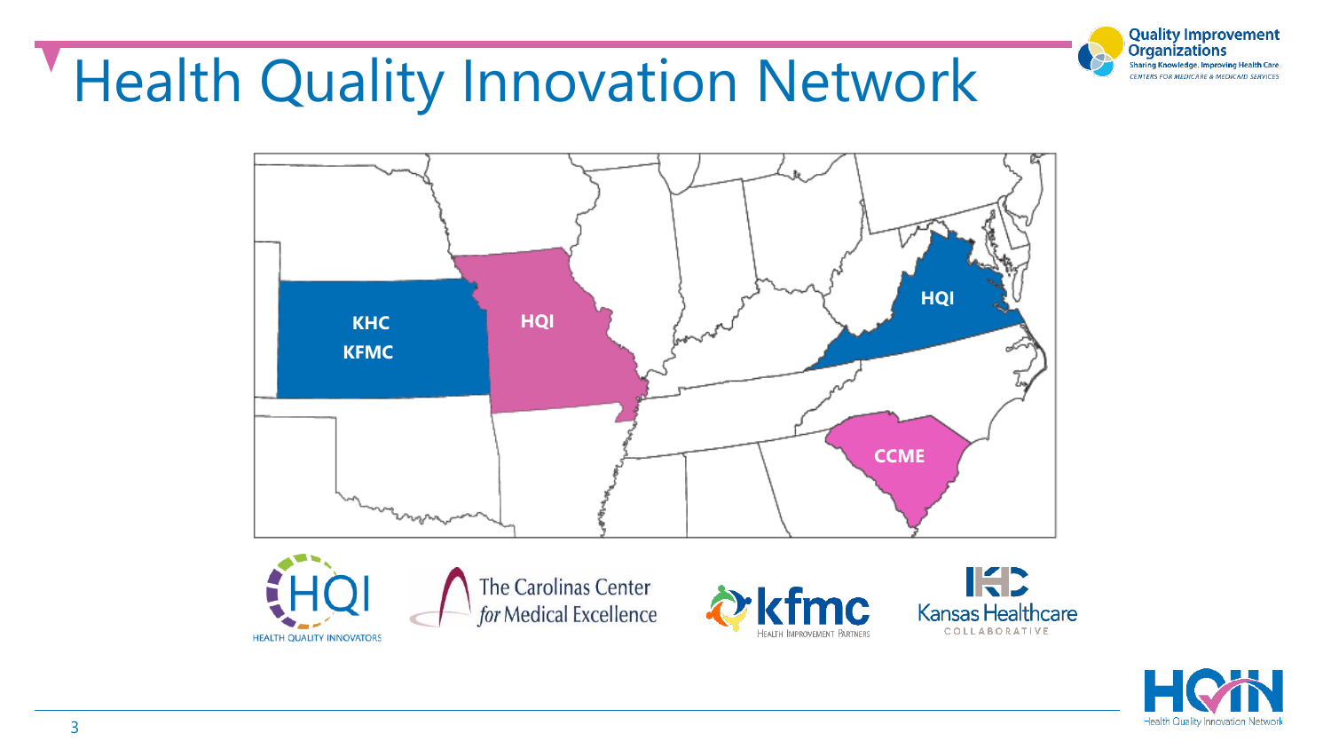# Health Quality Innovation Network

KHC

KFMC

HQI

HQI

CCME

HQI HEALTH QUALITY INNOVATORS

The Carolinas Center for Medical Excellence

kfmc HEALTH IMPROVEMENT PARTNERS

Kansas Healthcare COLLABORATIVE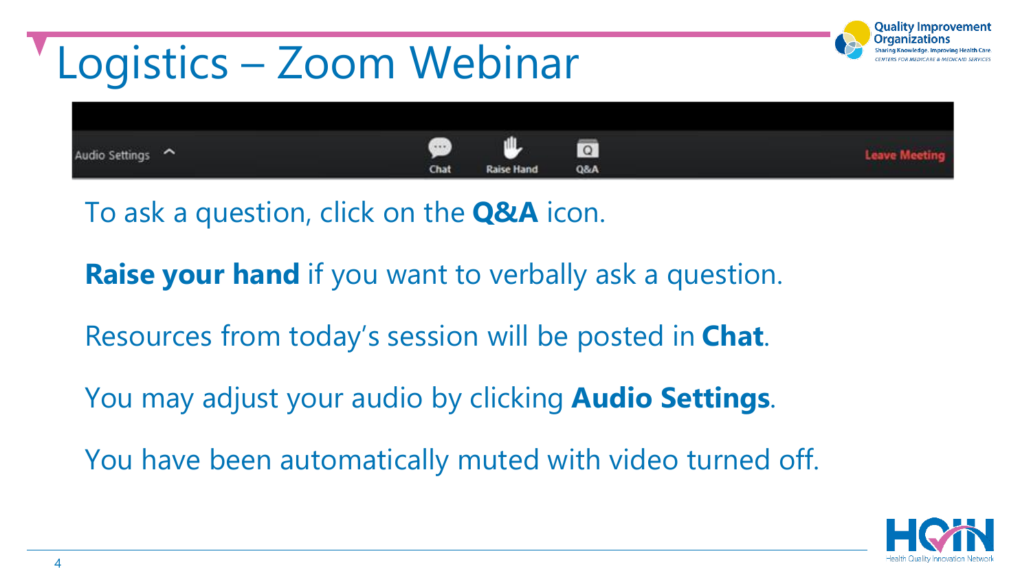# Logistics – Zoom Webinar

Audio Settings ^ | Chat | Raise Hand | Q&A | Leave Meeting

To ask a question, click on the **Q&A** icon.

**Raise your hand** if you want to verbally ask a question.

Resources from today's session will be posted in **Chat**.

You may adjust your audio by clicking **Audio Settings**.

You have been automatically muted with video turned off.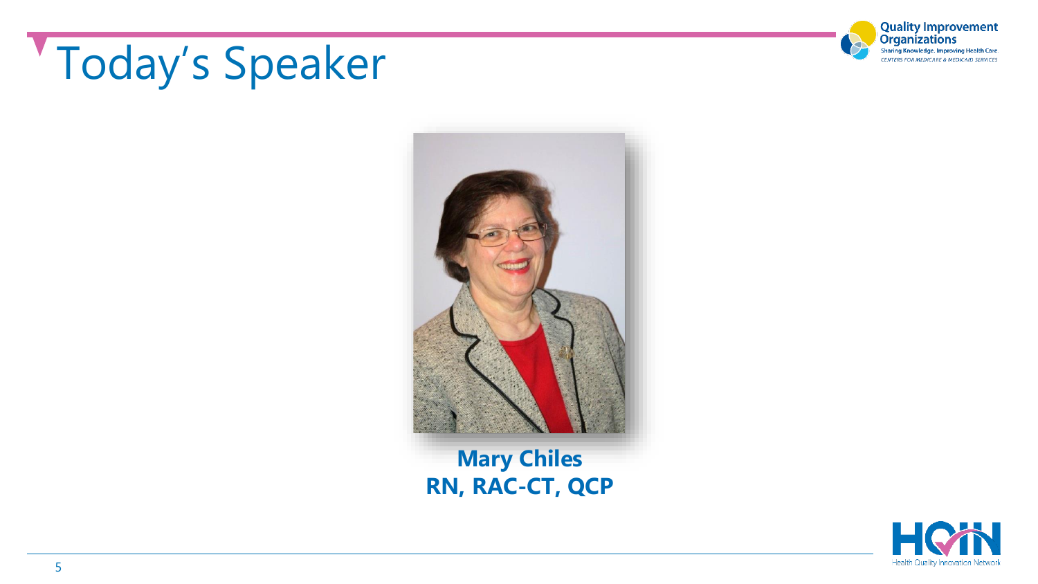# Today's Speaker

**Mary Chiles**
**RN, RAC-CT, QCP**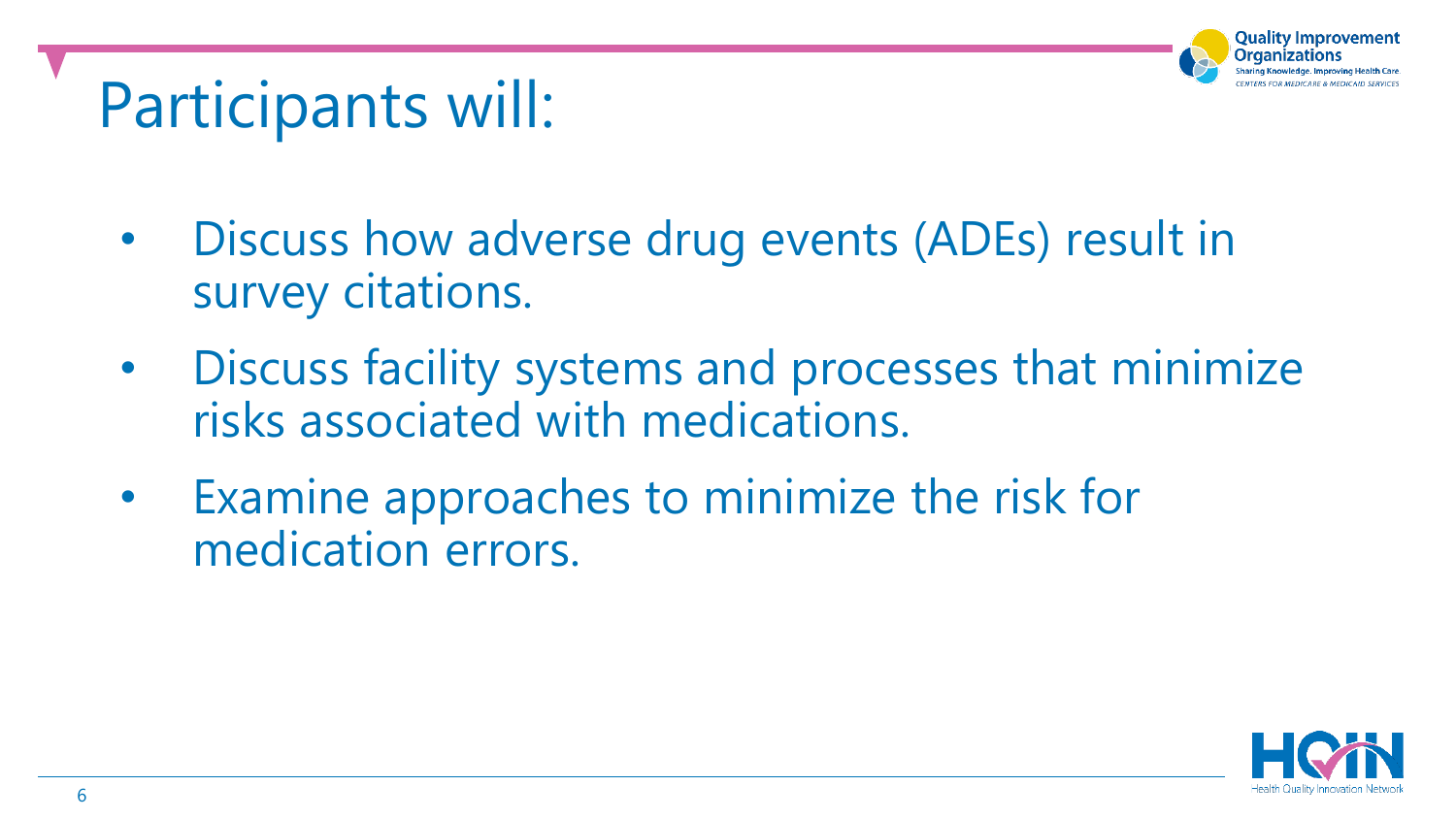# Participants will:

- Discuss how adverse drug events (ADEs) result in survey citations.
- Discuss facility systems and processes that minimize risks associated with medications.
- Examine approaches to minimize the risk for medication errors.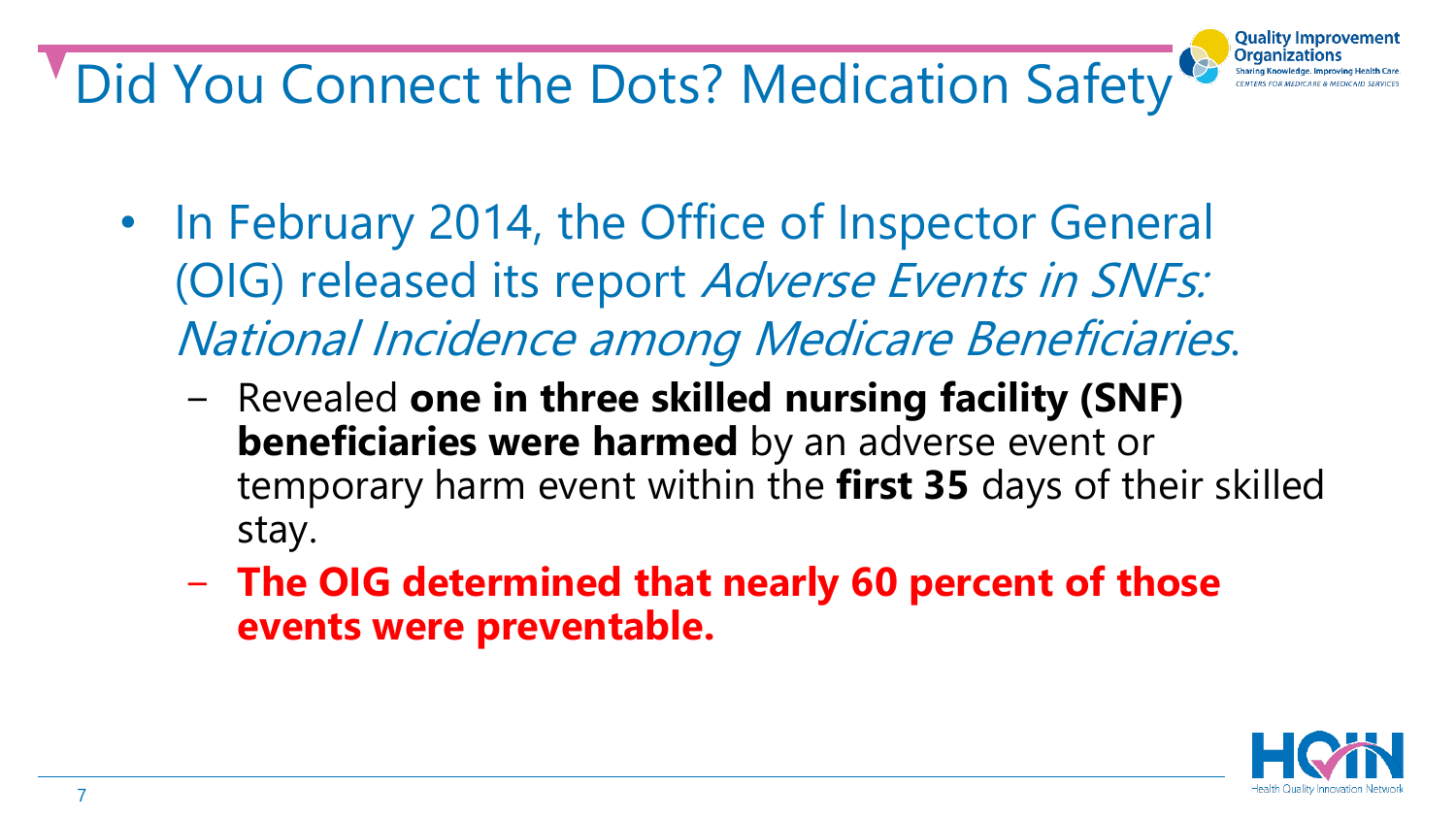# Did You Connect the Dots? Medication Safety

- In February 2014, the Office of Inspector General (OIG) released its report *Adverse Events in SNFs: National Incidence among Medicare Beneficiaries*.
  - Revealed **one in three skilled nursing facility (SNF) beneficiaries were harmed** by an adverse event or temporary harm event within the **first 35** days of their skilled stay.
  - **The OIG determined that nearly 60 percent of those events were preventable.**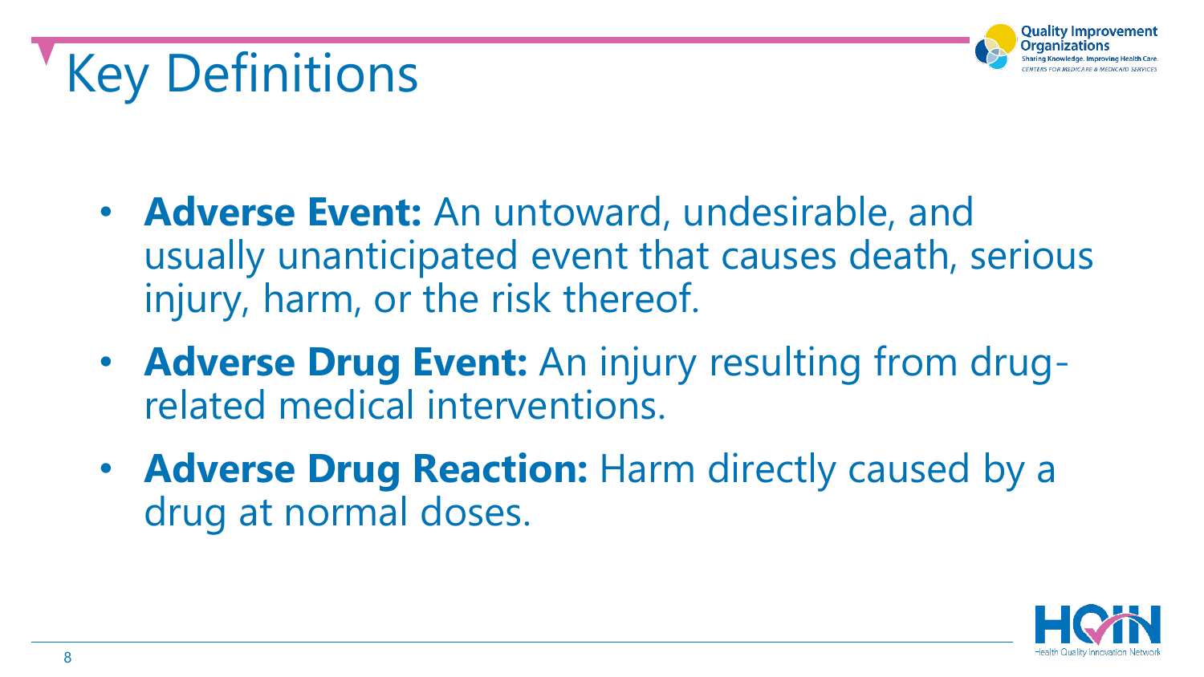# Key Definitions

- **Adverse Event:** An untoward, undesirable, and usually unanticipated event that causes death, serious injury, harm, or the risk thereof.
- **Adverse Drug Event:** An injury resulting from drug-related medical interventions.
- **Adverse Drug Reaction:** Harm directly caused by a drug at normal doses.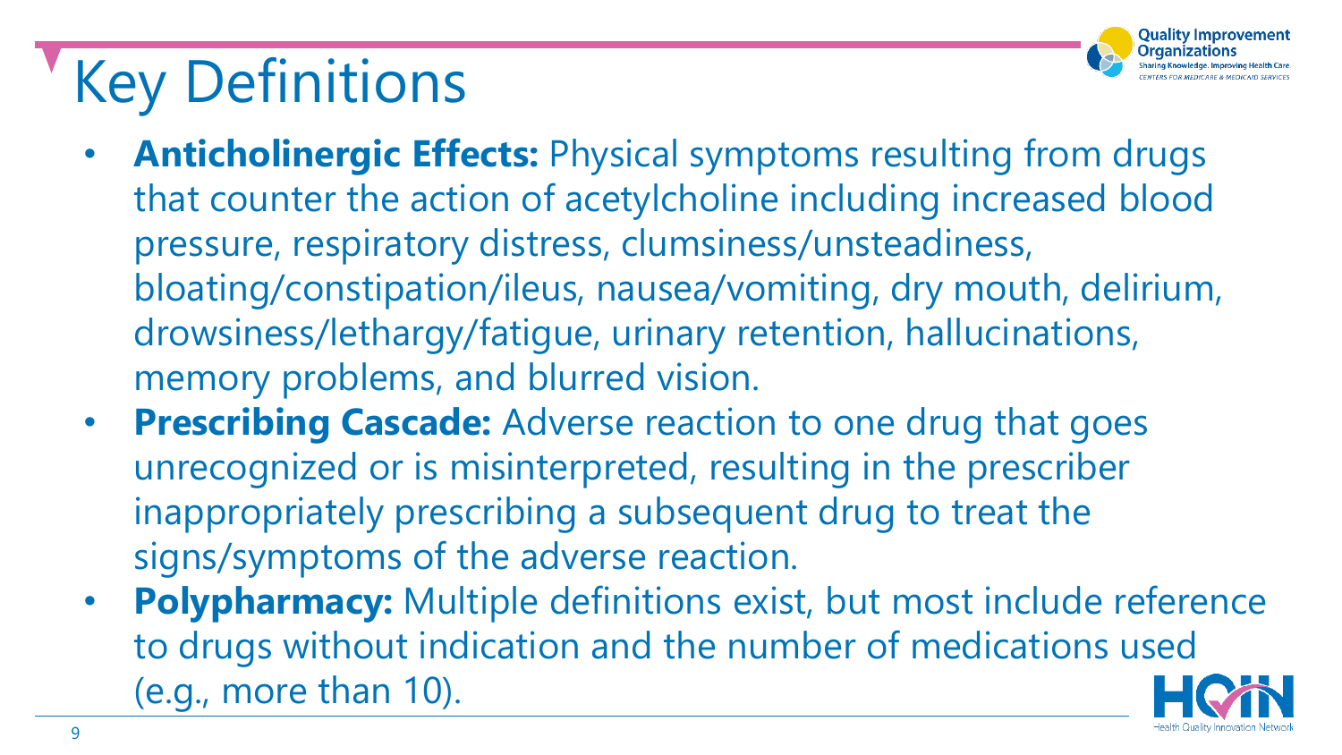# Key Definitions

- **Anticholinergic Effects:** Physical symptoms resulting from drugs that counter the action of acetylcholine including increased blood pressure, respiratory distress, clumsiness/unsteadiness, bloating/constipation/ileus, nausea/vomiting, dry mouth, delirium, drowsiness/lethargy/fatigue, urinary retention, hallucinations, memory problems, and blurred vision.
- **Prescribing Cascade:** Adverse reaction to one drug that goes unrecognized or is misinterpreted, resulting in the prescriber inappropriately prescribing a subsequent drug to treat the signs/symptoms of the adverse reaction.
- **Polypharmacy:** Multiple definitions exist, but most include reference to drugs without indication and the number of medications used (e.g., more than 10).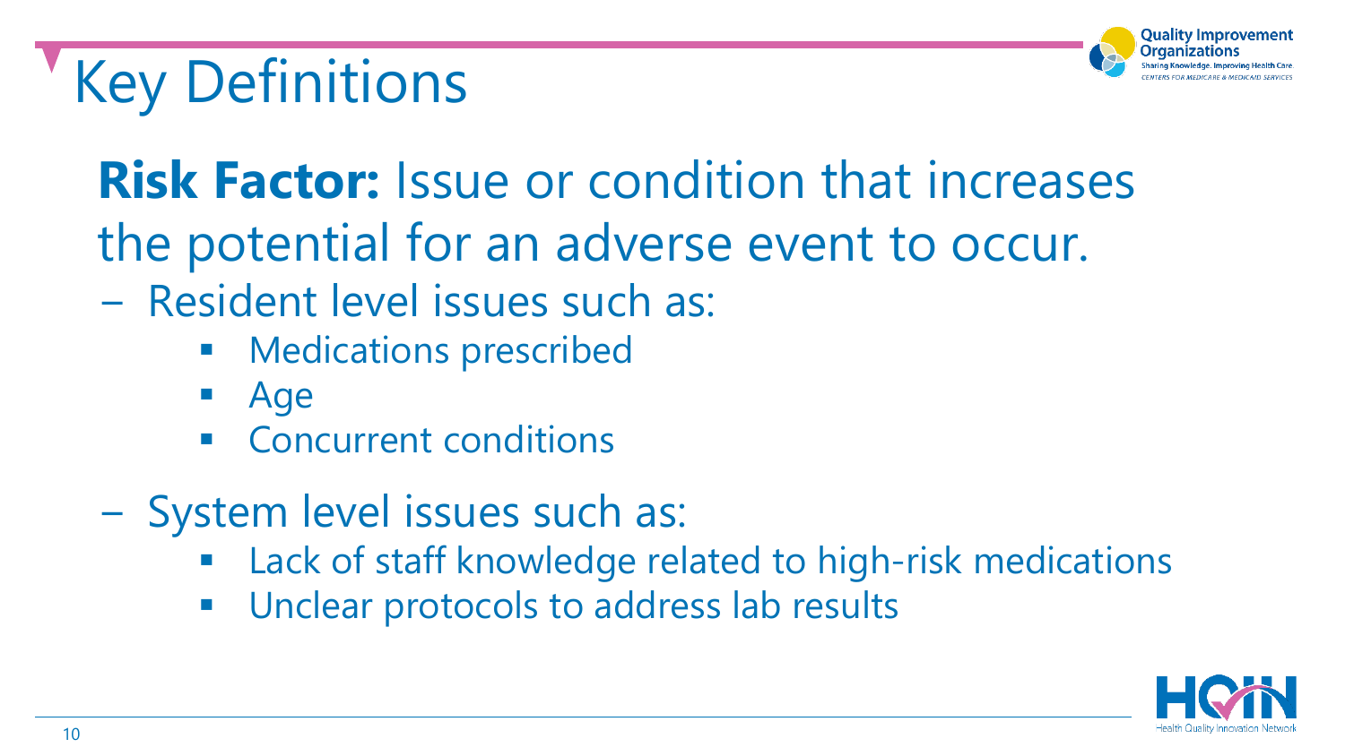# Key Definitions

**Risk Factor:** Issue or condition that increases the potential for an adverse event to occur.

- Resident level issues such as:
  - Medications prescribed
  - Age
  - Concurrent conditions
- System level issues such as:
  - Lack of staff knowledge related to high-risk medications
  - Unclear protocols to address lab results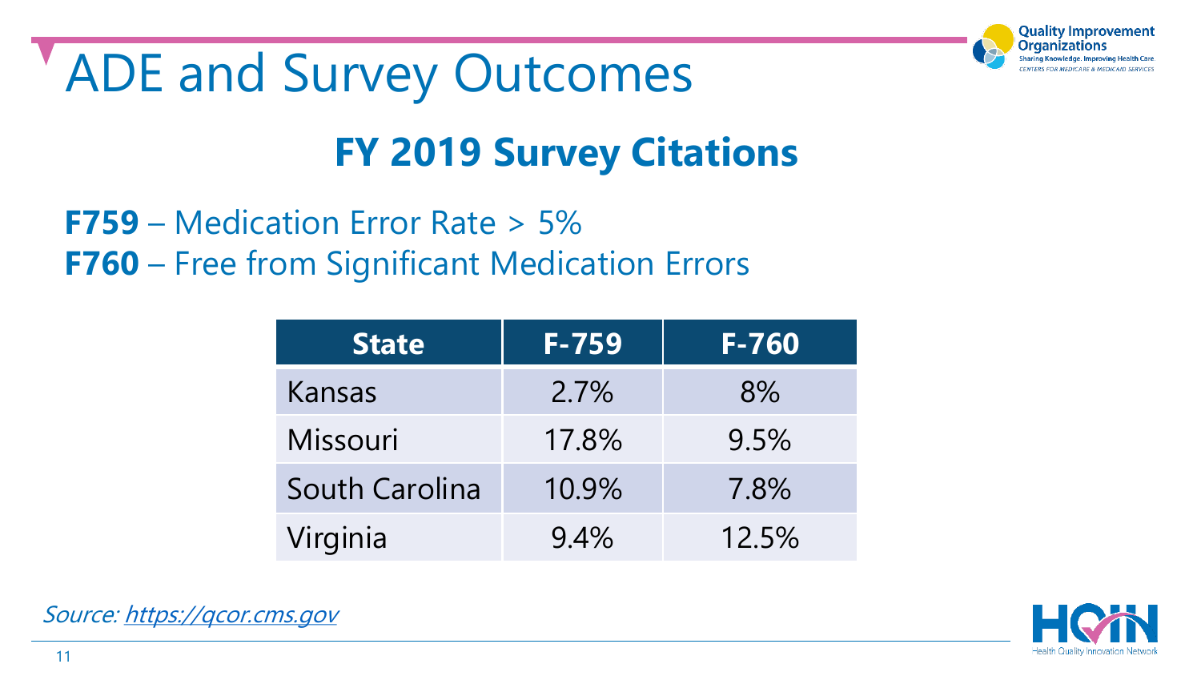# ADE and Survey Outcomes

## FY 2019 Survey Citations

**F759** – Medication Error Rate > 5%
**F760** – Free from Significant Medication Errors

| State | F-759 | F-760 |
|---|---|---|
| Kansas | 2.7% | 8% |
| Missouri | 17.8% | 9.5% |
| South Carolina | 10.9% | 7.8% |
| Virginia | 9.4% | 12.5% |

*Source: https://qcor.cms.gov*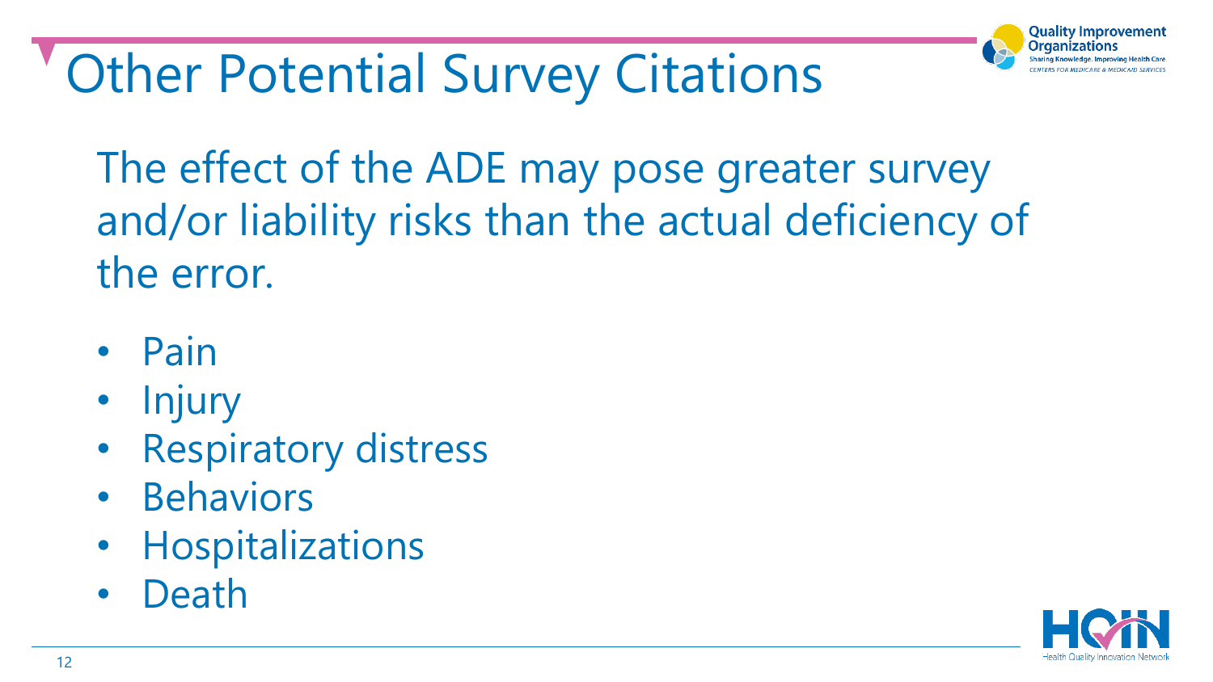# Other Potential Survey Citations

The effect of the ADE may pose greater survey and/or liability risks than the actual deficiency of the error.

- Pain
- Injury
- Respiratory distress
- Behaviors
- Hospitalizations
- Death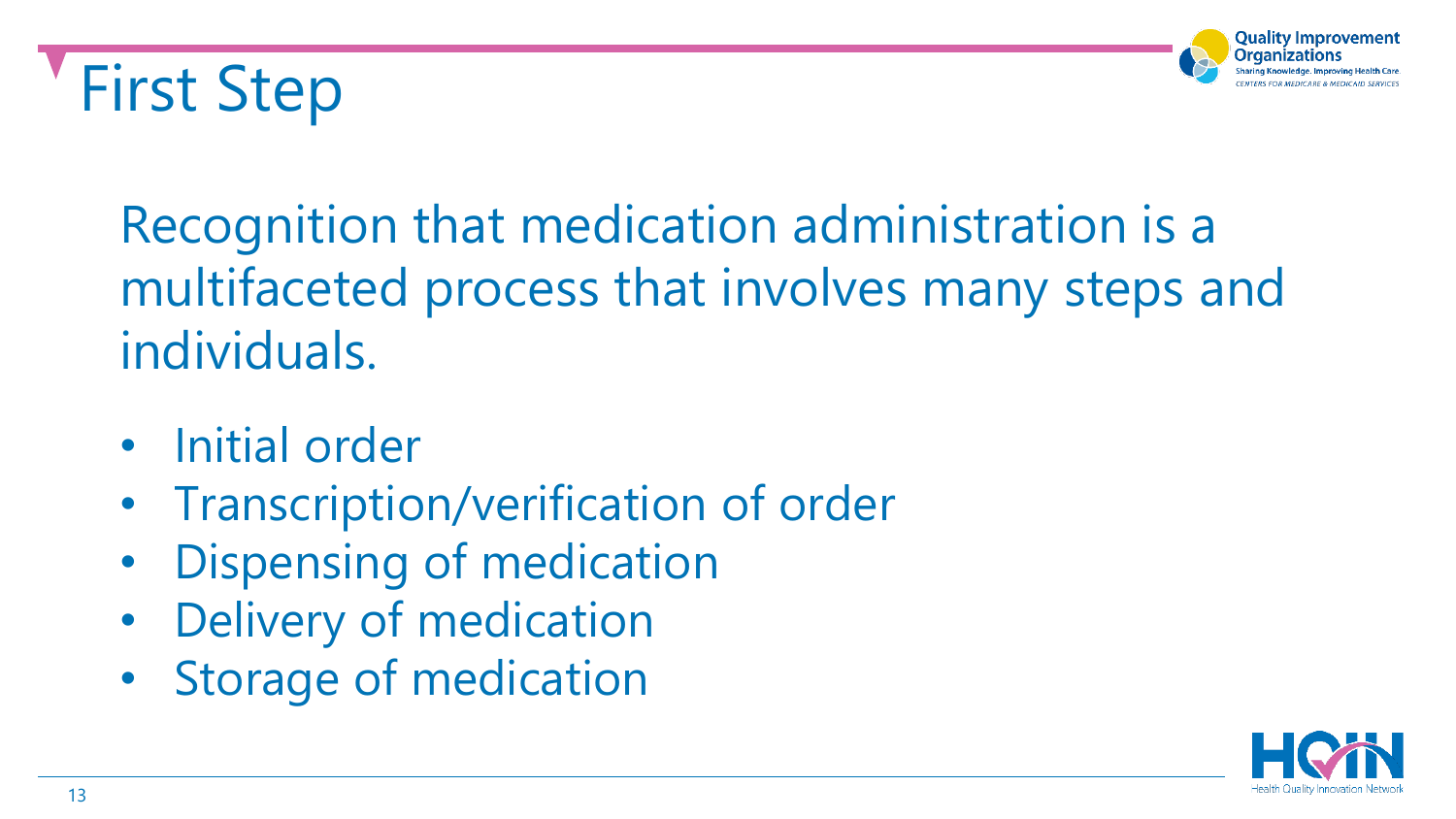# First Step

Recognition that medication administration is a multifaceted process that involves many steps and individuals.

- Initial order
- Transcription/verification of order
- Dispensing of medication
- Delivery of medication
- Storage of medication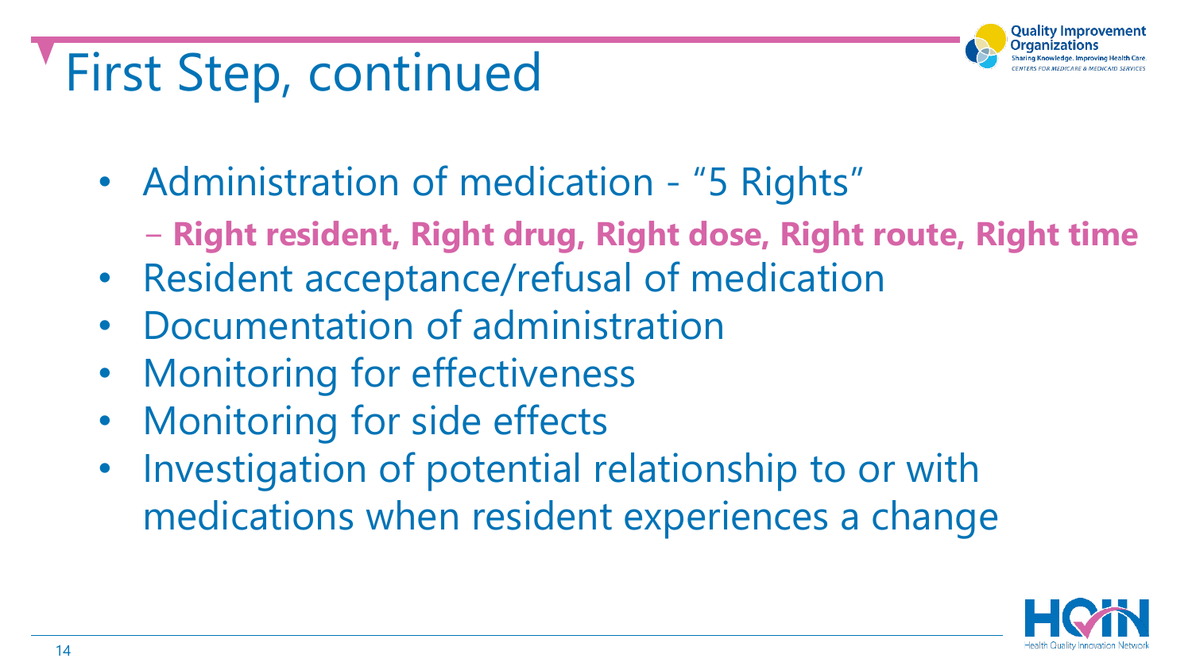# First Step, continued

- Administration of medication - “5 Rights”
  - **Right resident, Right drug, Right dose, Right route, Right time**
- Resident acceptance/refusal of medication
- Documentation of administration
- Monitoring for effectiveness
- Monitoring for side effects
- Investigation of potential relationship to or with medications when resident experiences a change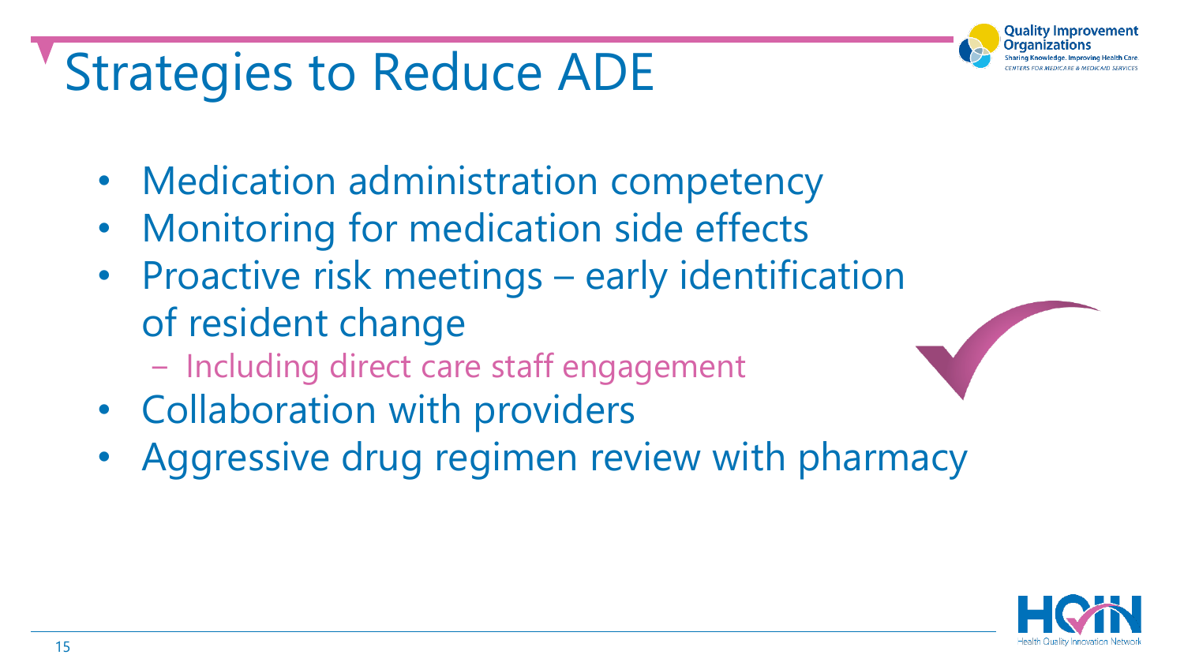# Strategies to Reduce ADE

- Medication administration competency
- Monitoring for medication side effects
- Proactive risk meetings – early identification of resident change
  - Including direct care staff engagement
- Collaboration with providers
- Aggressive drug regimen review with pharmacy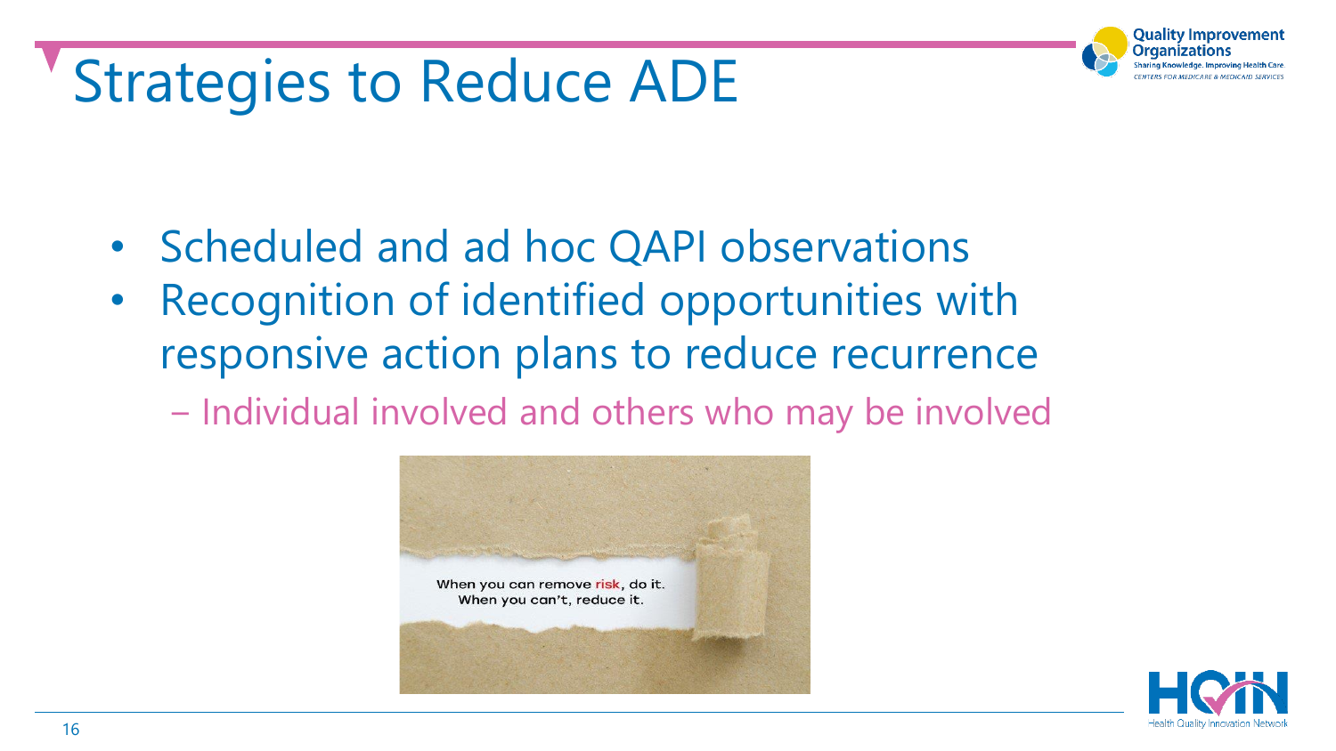# Strategies to Reduce ADE

- Scheduled and ad hoc QAPI observations
- Recognition of identified opportunities with responsive action plans to reduce recurrence
  - Individual involved and others who may be involved

When you can remove risk, do it.
When you can't, reduce it.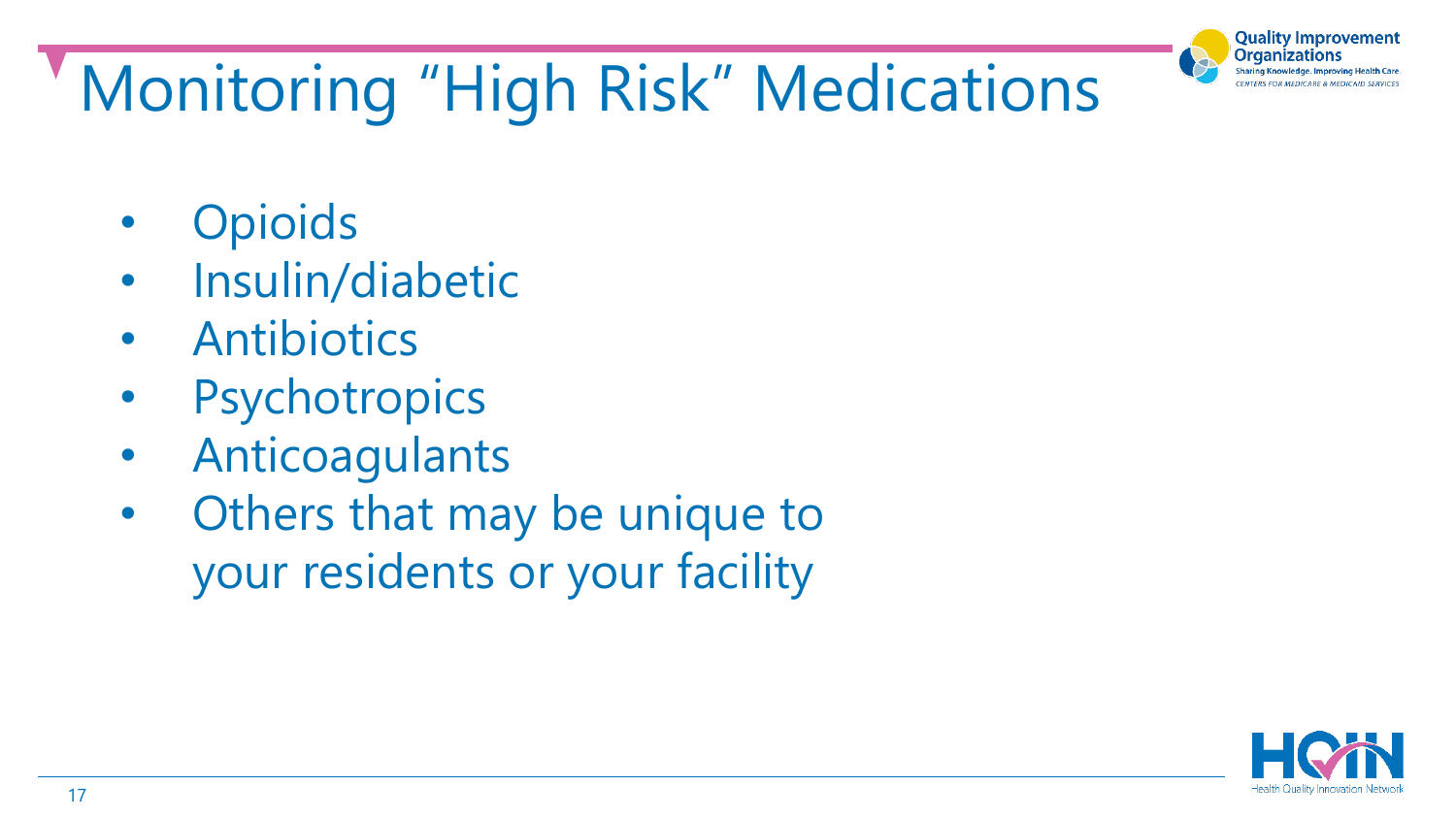# Monitoring "High Risk" Medications

- Opioids
- Insulin/diabetic
- Antibiotics
- Psychotropics
- Anticoagulants
- Others that may be unique to your residents or your facility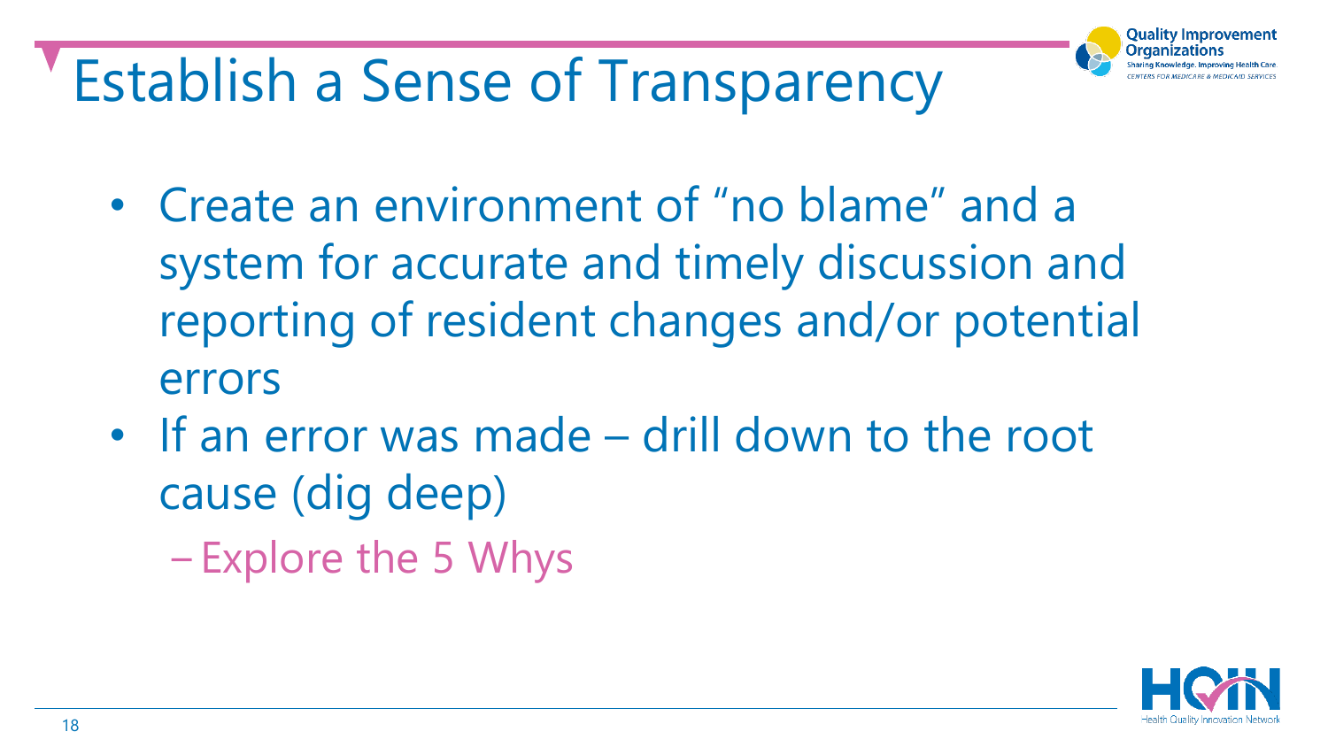# Establish a Sense of Transparency

- Create an environment of "no blame" and a system for accurate and timely discussion and reporting of resident changes and/or potential errors
- If an error was made – drill down to the root cause (dig deep)
  - Explore the 5 Whys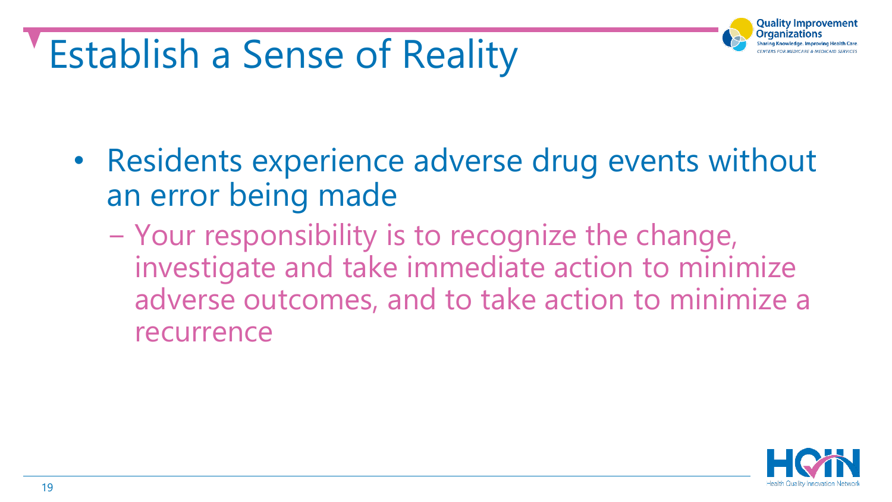# Establish a Sense of Reality

- Residents experience adverse drug events without an error being made
  - Your responsibility is to recognize the change, investigate and take immediate action to minimize adverse outcomes, and to take action to minimize a recurrence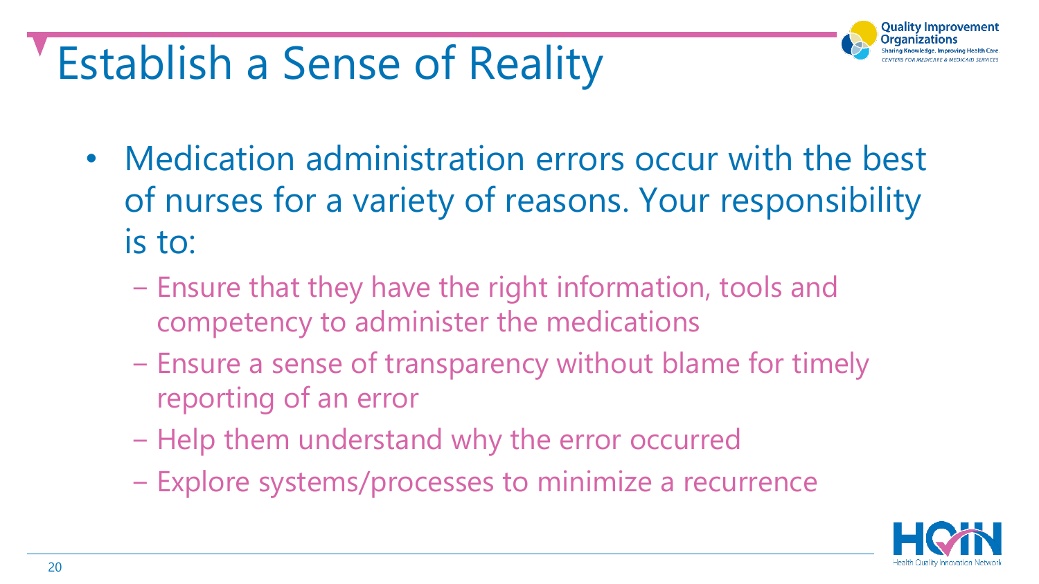# Establish a Sense of Reality

- Medication administration errors occur with the best of nurses for a variety of reasons. Your responsibility is to:
  - Ensure that they have the right information, tools and competency to administer the medications
  - Ensure a sense of transparency without blame for timely reporting of an error
  - Help them understand why the error occurred
  - Explore systems/processes to minimize a recurrence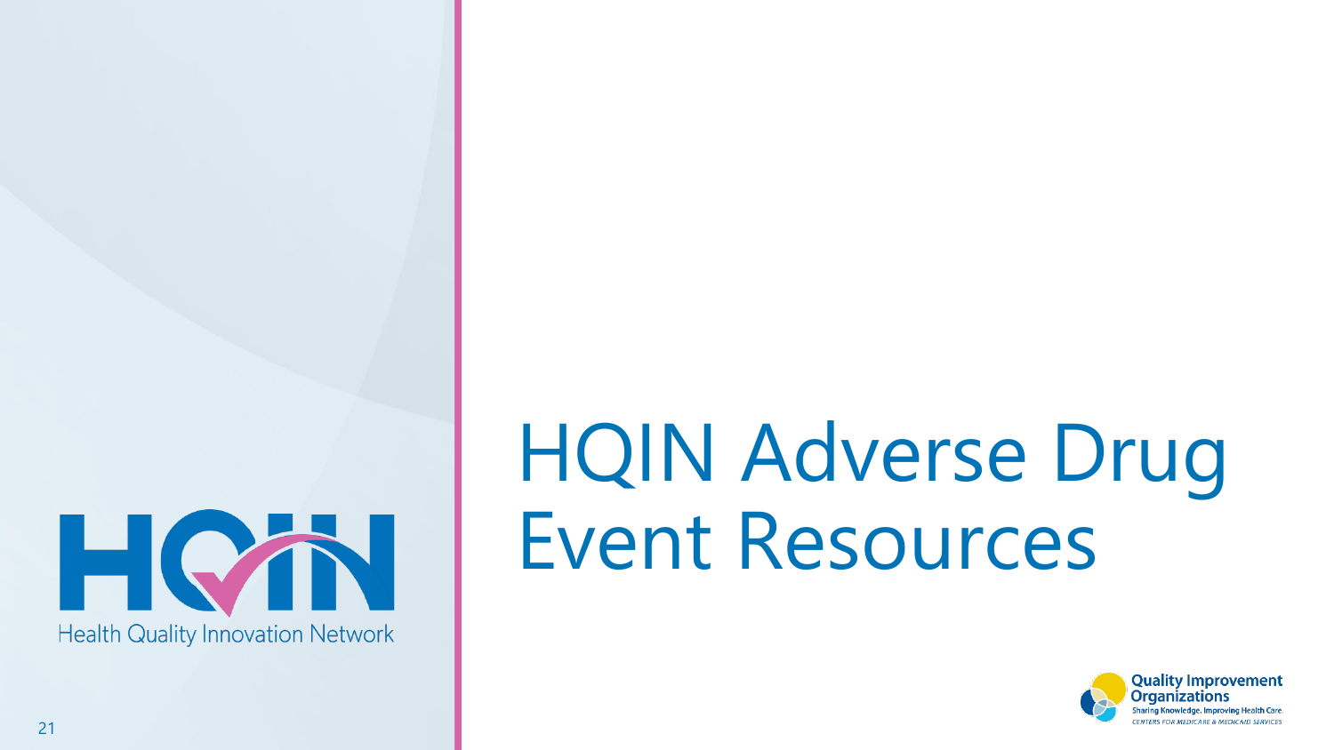# HQIN Adverse Drug Event Resources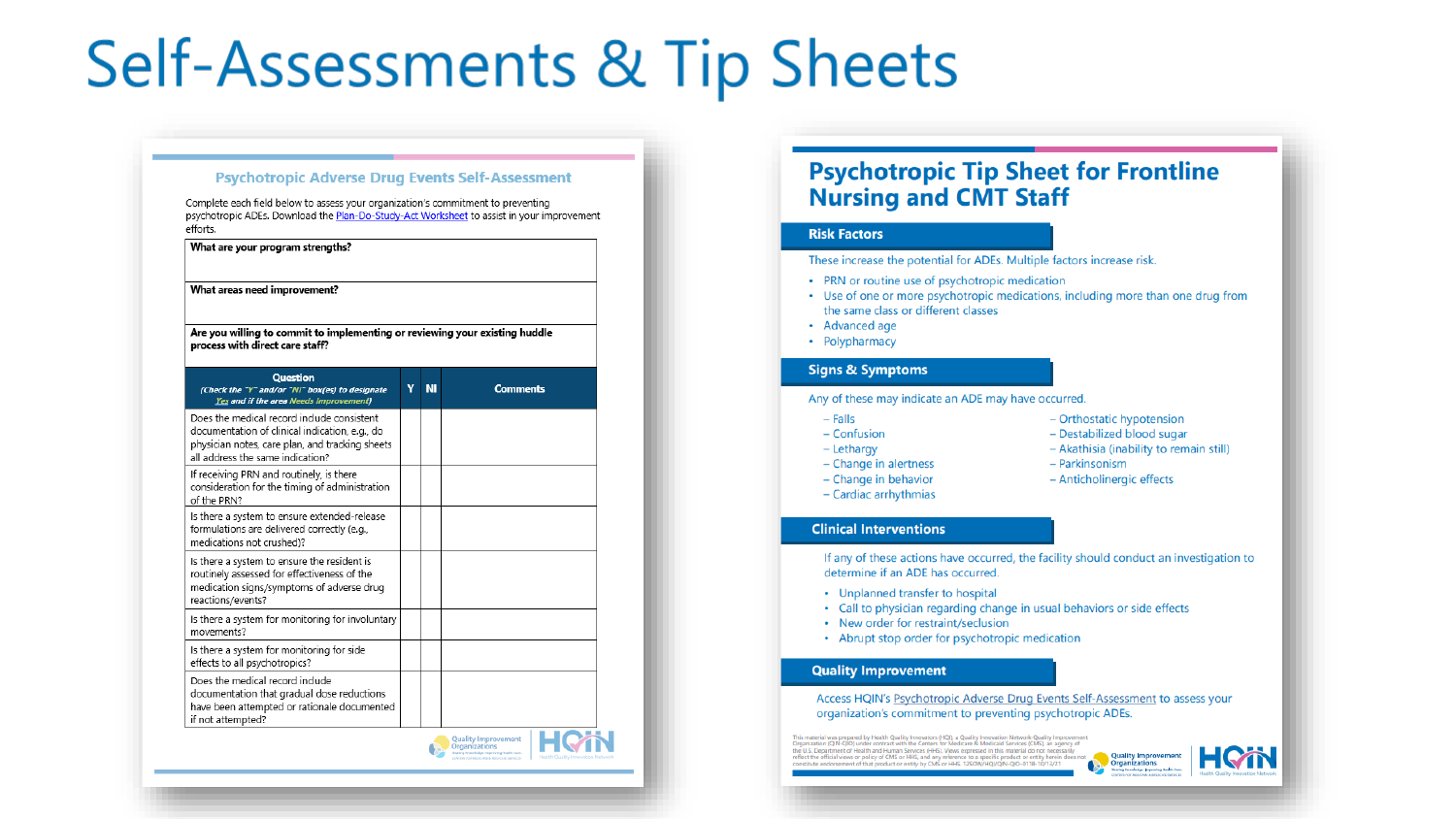# Self-Assessments & Tip Sheets

## Psychotropic Adverse Drug Events Self-Assessment

Complete each field below to assess your organization's commitment to preventing psychotropic ADEs. Download the Plan-Do-Study-Act Worksheet to assist in your improvement efforts.

| |
|---|
| **What are your program strengths?** |
| **What areas need improvement?** |
| **Are you willing to commit to implementing or reviewing your existing huddle process with direct care staff?** |

| Question *(Check the "Y" and/or "NI" box(es) to designate Yes and if the area Needs Improvement)* | Y | NI | Comments |
|---|---|---|---|
| Does the medical record include consistent documentation of clinical indication, e.g., do physician notes, care plan, and tracking sheets all address the same indication? | | | |
| If receiving PRN and routinely, is there consideration for the timing of administration of the PRN? | | | |
| Is there a system to ensure extended-release formulations are delivered correctly (e.g., medications not crushed)? | | | |
| Is there a system to ensure the resident is routinely assessed for effectiveness of the medication signs/symptoms of adverse drug reactions/events? | | | |
| Is there a system for monitoring for involuntary movements? | | | |
| Is there a system for monitoring for side effects to all psychotropics? | | | |
| Does the medical record include documentation that gradual dose reductions have been attempted or rationale documented if not attempted? | | | |

## Psychotropic Tip Sheet for Frontline Nursing and CMT Staff

### Risk Factors

These increase the potential for ADEs. Multiple factors increase risk.

- PRN or routine use of psychotropic medication
- Use of one or more psychotropic medications, including more than one drug from the same class or different classes
- Advanced age
- Polypharmacy

### Signs & Symptoms

Any of these may indicate an ADE may have occurred.

- Falls
- Confusion
- Lethargy
- Change in alertness
- Change in behavior
- Cardiac arrhythmias
- Orthostatic hypotension
- Destabilized blood sugar
- Akathisia (inability to remain still)
- Parkinsonism
- Anticholinergic effects

### Clinical Interventions

If any of these actions have occurred, the facility should conduct an investigation to determine if an ADE has occurred.

- Unplanned transfer to hospital
- Call to physician regarding change in usual behaviors or side effects
- New order for restraint/seclusion
- Abrupt stop order for psychotropic medication

### Quality Improvement

Access HQIN's Psychotropic Adverse Drug Events Self-Assessment to assess your organization's commitment to preventing psychotropic ADEs.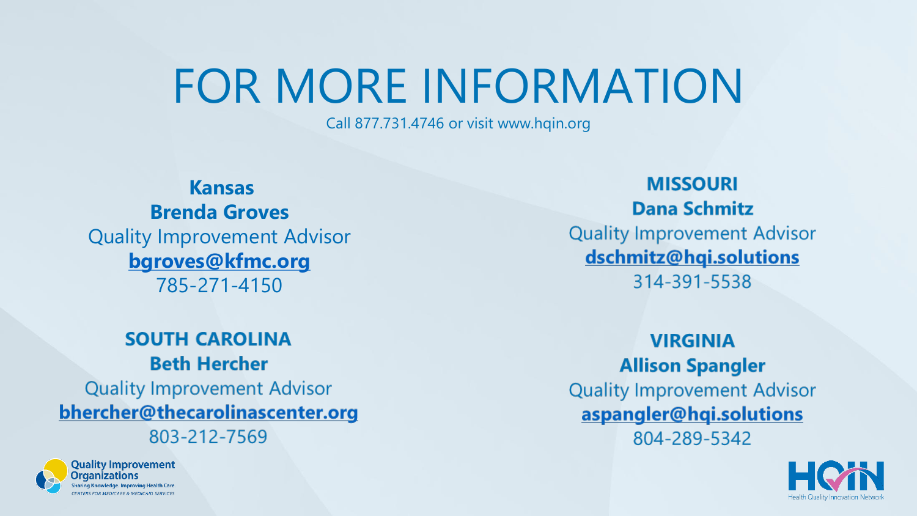# FOR MORE INFORMATION

Call 877.731.4746 or visit www.hqin.org

**Kansas**
**Brenda Groves**
Quality Improvement Advisor
**bgroves@kfmc.org**
785-271-4150

**MISSOURI**
**Dana Schmitz**
Quality Improvement Advisor
**dschmitz@hqi.solutions**
314-391-5538

**SOUTH CAROLINA**
**Beth Hercher**
Quality Improvement Advisor
**bhercher@thecarolinascenter.org**
803-212-7569

**VIRGINIA**
**Allison Spangler**
Quality Improvement Advisor
**aspangler@hqi.solutions**
804-289-5342

Quality Improvement Organizations
Sharing Knowledge. Improving Health Care.
CENTERS FOR MEDICARE & MEDICAID SERVICES

HQIN
Health Quality Innovation Network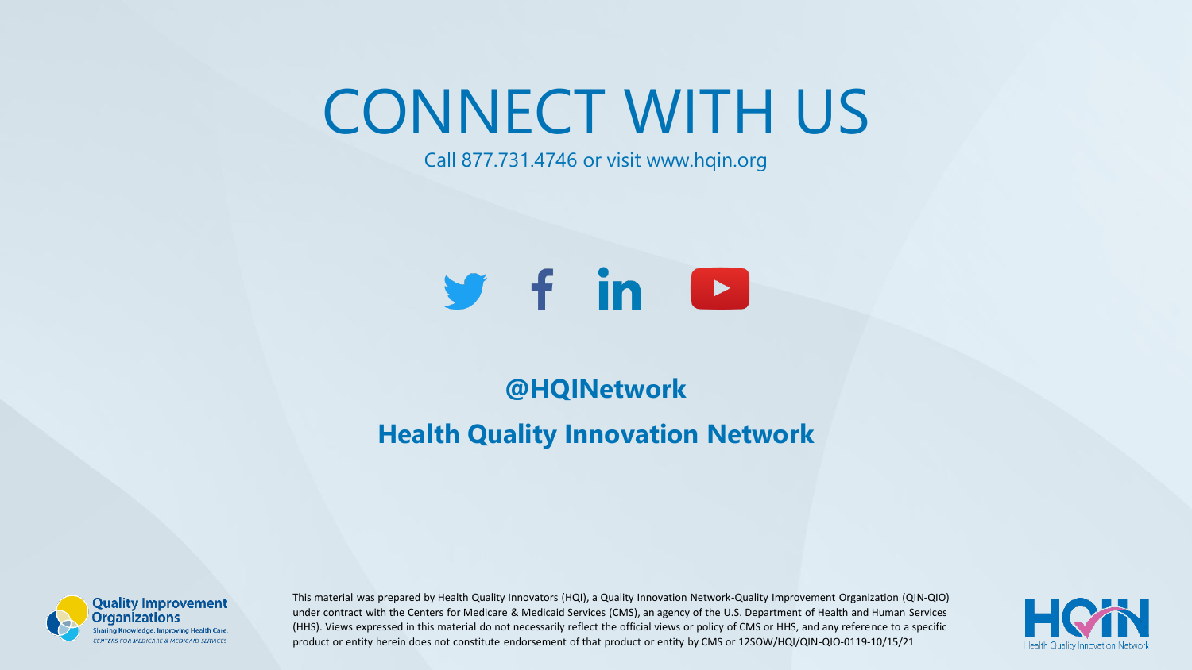# CONNECT WITH US

Call 877.731.4746 or visit www.hqin.org

**@HQINetwork**

**Health Quality Innovation Network**

Quality Improvement Organizations
Sharing Knowledge. Improving Health Care.
CENTERS FOR MEDICARE & MEDICAID SERVICES

This material was prepared by Health Quality Innovators (HQI), a Quality Innovation Network-Quality Improvement Organization (QIN-QIO) under contract with the Centers for Medicare & Medicaid Services (CMS), an agency of the U.S. Department of Health and Human Services (HHS). Views expressed in this material do not necessarily reflect the official views or policy of CMS or HHS, and any reference to a specific product or entity herein does not constitute endorsement of that product or entity by CMS or 12SOW/HQI/QIN-QIO-0119-10/15/21

HQIN
Health Quality Innovation Network